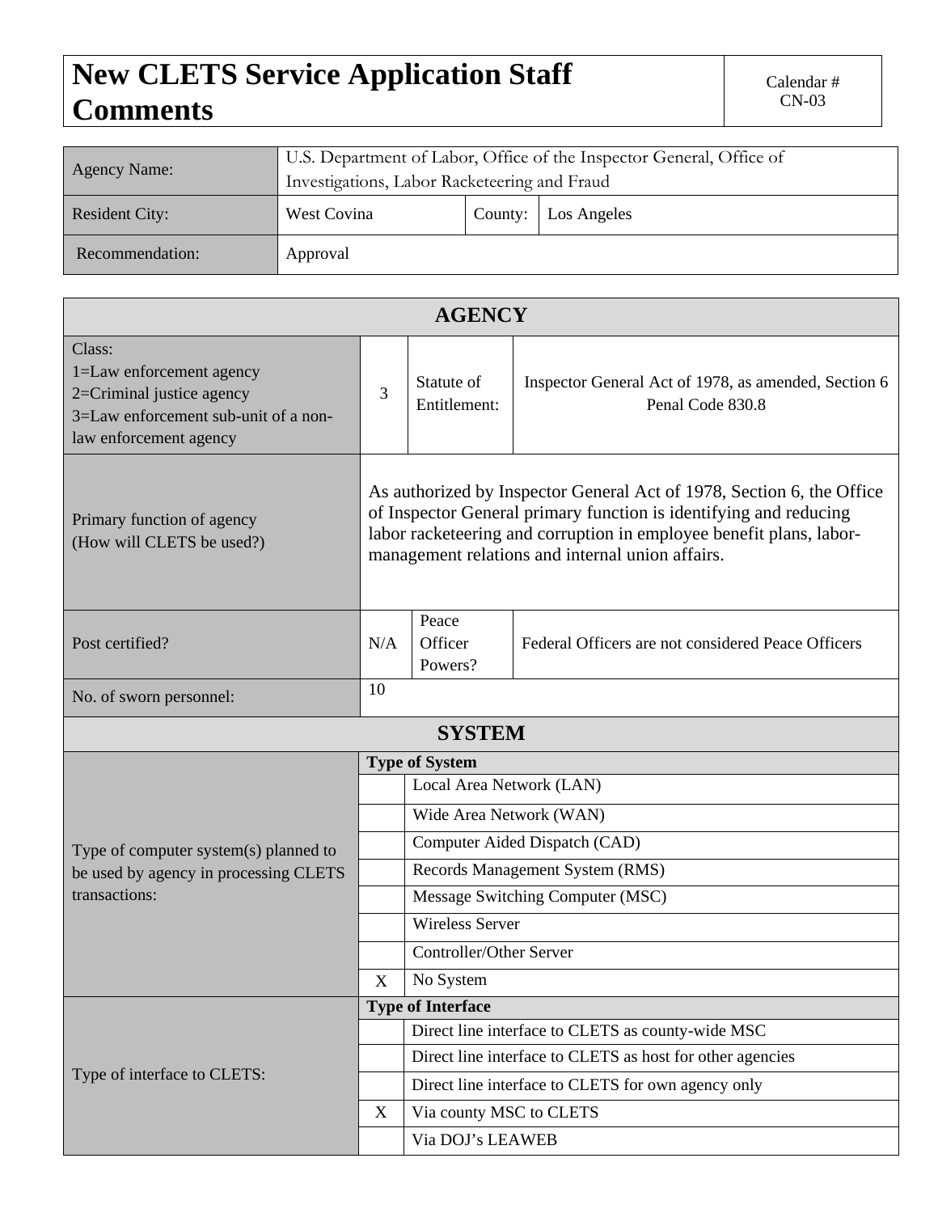# New CLETS Service Application Staff Comments

Calendar # CN-03

| | | | |
|---|---|---|---|
| Agency Name: | U.S. Department of Labor, Office of the Inspector General, Office of Investigations, Labor Racketeering and Fraud | | |
| Resident City: | West Covina | County: | Los Angeles |
| Recommendation: | Approval | | |

| AGENCY | | | |
|---|---|---|---|
| Class:<br>1=Law enforcement agency<br>2=Criminal justice agency<br>3=Law enforcement sub-unit of a non-law enforcement agency | 3 | Statute of Entitlement: | Inspector General Act of 1978, as amended, Section 6<br>Penal Code 830.8 |
| Primary function of agency<br>(How will CLETS be used?) | As authorized by Inspector General Act of 1978, Section 6, the Office of Inspector General primary function is identifying and reducing labor racketeering and corruption in employee benefit plans, labor-management relations and internal union affairs. | | |
| Post certified? | N/A | Peace Officer Powers? | Federal Officers are not considered Peace Officers |
| No. of sworn personnel: | 10 | | |

| SYSTEM | | |
|---|---|---|
| Type of computer system(s) planned to be used by agency in processing CLETS transactions: | **Type of System** | |
| | | Local Area Network (LAN) |
| | | Wide Area Network (WAN) |
| | | Computer Aided Dispatch (CAD) |
| | | Records Management System (RMS) |
| | | Message Switching Computer (MSC) |
| | | Wireless Server |
| | | Controller/Other Server |
| | X | No System |
| Type of interface to CLETS: | **Type of Interface** | |
| | | Direct line interface to CLETS as county-wide MSC |
| | | Direct line interface to CLETS as host for other agencies |
| | | Direct line interface to CLETS for own agency only |
| | X | Via county MSC to CLETS |
| | | Via DOJ's LEAWEB |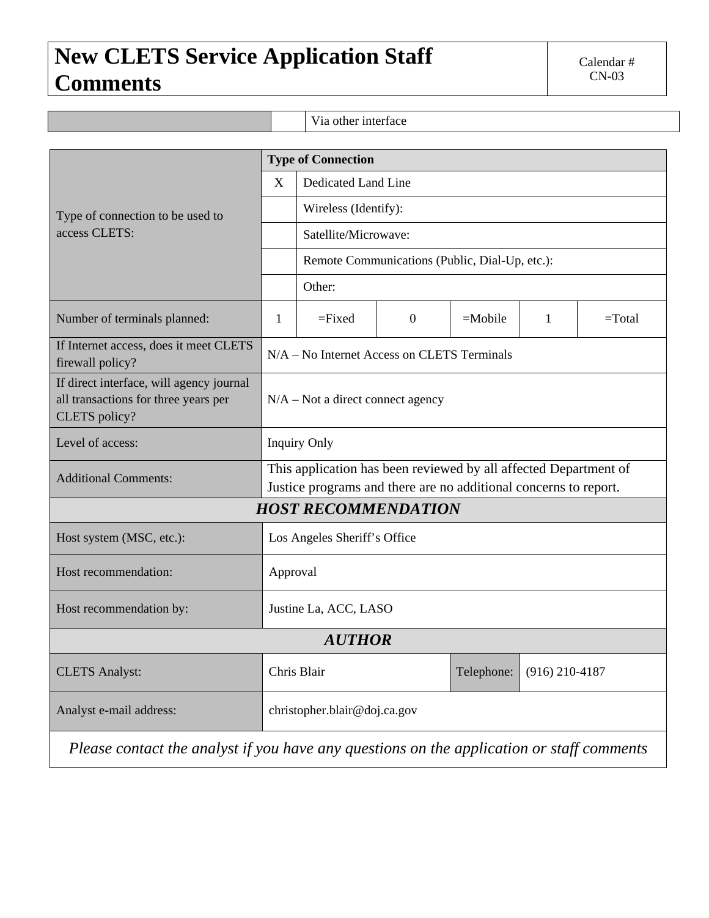# New CLETS Service Application Staff Comments

Calendar # CN-03

| | | |
|---|---|---|
| | | Via other interface |

| | | | | | | |
|---|---|---|---|---|---|---|
| Type of connection to be used to access CLETS: | **Type of Connection** | | | | | |
| | X | Dedicated Land Line | | | | |
| | | Wireless (Identify): | | | | |
| | | Satellite/Microwave: | | | | |
| | | Remote Communications (Public, Dial-Up, etc.): | | | | |
| | | Other: | | | | |
| Number of terminals planned: | 1 | =Fixed | 0 | =Mobile | 1 | =Total |
| If Internet access, does it meet CLETS firewall policy? | N/A – No Internet Access on CLETS Terminals | | | | | |
| If direct interface, will agency journal all transactions for three years per CLETS policy? | N/A – Not a direct connect agency | | | | | |
| Level of access: | Inquiry Only | | | | | |
| Additional Comments: | This application has been reviewed by all affected Department of Justice programs and there are no additional concerns to report. | | | | | |
| ***HOST RECOMMENDATION*** | | | | | | |
| Host system (MSC, etc.): | Los Angeles Sheriff's Office | | | | | |
| Host recommendation: | Approval | | | | | |
| Host recommendation by: | Justine La, ACC, LASO | | | | | |
| ***AUTHOR*** | | | | | | |
| CLETS Analyst: | Chris Blair | | | Telephone: | (916) 210-4187 | |
| Analyst e-mail address: | christopher.blair@doj.ca.gov | | | | | |

*Please contact the analyst if you have any questions on the application or staff comments*